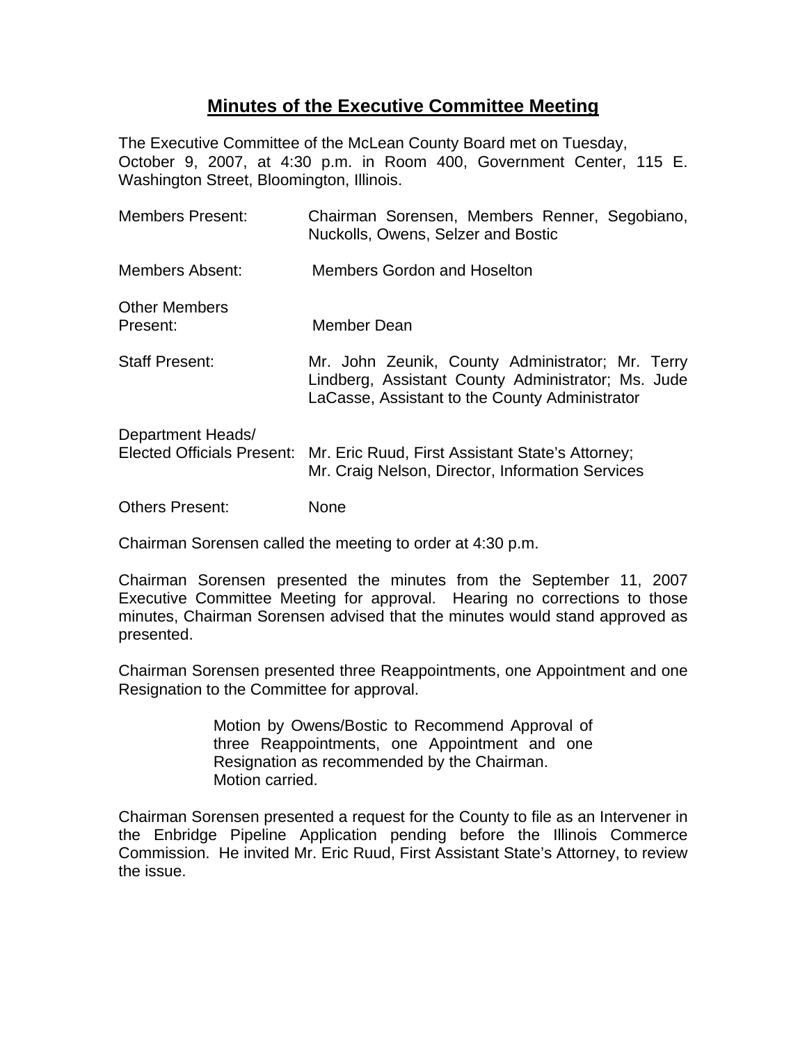# Minutes of the Executive Committee Meeting

The Executive Committee of the McLean County Board met on Tuesday, October 9, 2007, at 4:30 p.m. in Room 400, Government Center, 115 E. Washington Street, Bloomington, Illinois.

| | |
|---|---|
| Members Present: | Chairman Sorensen, Members Renner, Segobiano, Nuckolls, Owens, Selzer and Bostic |
| Members Absent: | Members Gordon and Hoselton |
| Other Members Present: | Member Dean |
| Staff Present: | Mr. John Zeunik, County Administrator; Mr. Terry Lindberg, Assistant County Administrator; Ms. Jude LaCasse, Assistant to the County Administrator |
| Department Heads/ Elected Officials Present: | Mr. Eric Ruud, First Assistant State's Attorney; Mr. Craig Nelson, Director, Information Services |
| Others Present: | None |

Chairman Sorensen called the meeting to order at 4:30 p.m.

Chairman Sorensen presented the minutes from the September 11, 2007 Executive Committee Meeting for approval. Hearing no corrections to those minutes, Chairman Sorensen advised that the minutes would stand approved as presented.

Chairman Sorensen presented three Reappointments, one Appointment and one Resignation to the Committee for approval.

> Motion by Owens/Bostic to Recommend Approval of three Reappointments, one Appointment and one Resignation as recommended by the Chairman.
> Motion carried.

Chairman Sorensen presented a request for the County to file as an Intervener in the Enbridge Pipeline Application pending before the Illinois Commerce Commission. He invited Mr. Eric Ruud, First Assistant State's Attorney, to review the issue.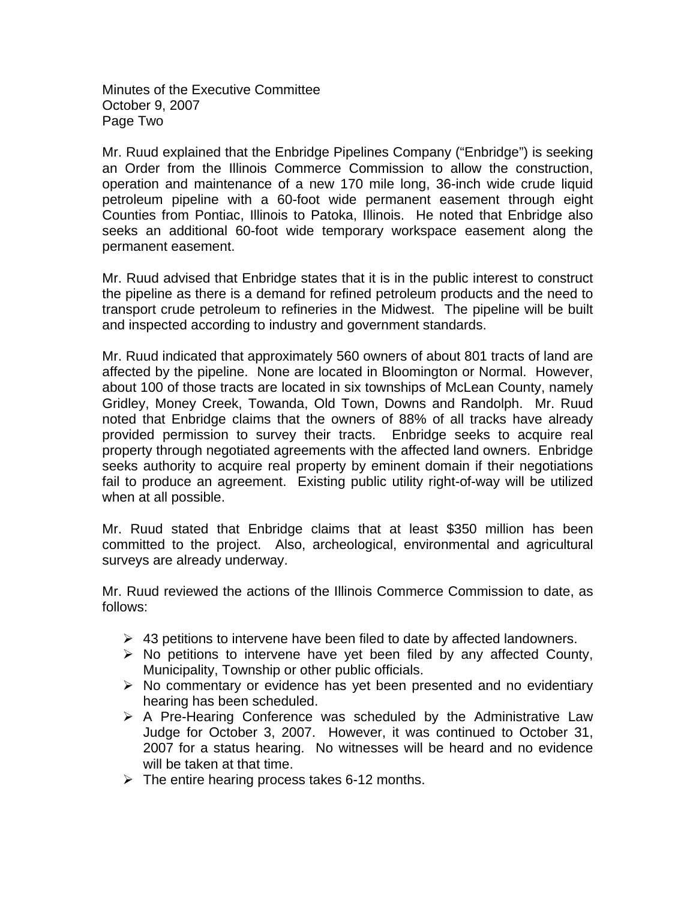Mr. Ruud explained that the Enbridge Pipelines Company ("Enbridge") is seeking an Order from the Illinois Commerce Commission to allow the construction, operation and maintenance of a new 170 mile long, 36-inch wide crude liquid petroleum pipeline with a 60-foot wide permanent easement through eight Counties from Pontiac, Illinois to Patoka, Illinois. He noted that Enbridge also seeks an additional 60-foot wide temporary workspace easement along the permanent easement.

Mr. Ruud advised that Enbridge states that it is in the public interest to construct the pipeline as there is a demand for refined petroleum products and the need to transport crude petroleum to refineries in the Midwest. The pipeline will be built and inspected according to industry and government standards.

Mr. Ruud indicated that approximately 560 owners of about 801 tracts of land are affected by the pipeline. None are located in Bloomington or Normal. However, about 100 of those tracts are located in six townships of McLean County, namely Gridley, Money Creek, Towanda, Old Town, Downs and Randolph. Mr. Ruud noted that Enbridge claims that the owners of 88% of all tracks have already provided permission to survey their tracts. Enbridge seeks to acquire real property through negotiated agreements with the affected land owners. Enbridge seeks authority to acquire real property by eminent domain if their negotiations fail to produce an agreement. Existing public utility right-of-way will be utilized when at all possible.

Mr. Ruud stated that Enbridge claims that at least $350 million has been committed to the project. Also, archeological, environmental and agricultural surveys are already underway.

Mr. Ruud reviewed the actions of the Illinois Commerce Commission to date, as follows:

- 43 petitions to intervene have been filed to date by affected landowners.
- No petitions to intervene have yet been filed by any affected County, Municipality, Township or other public officials.
- No commentary or evidence has yet been presented and no evidentiary hearing has been scheduled.
- A Pre-Hearing Conference was scheduled by the Administrative Law Judge for October 3, 2007. However, it was continued to October 31, 2007 for a status hearing. No witnesses will be heard and no evidence will be taken at that time.
- The entire hearing process takes 6-12 months.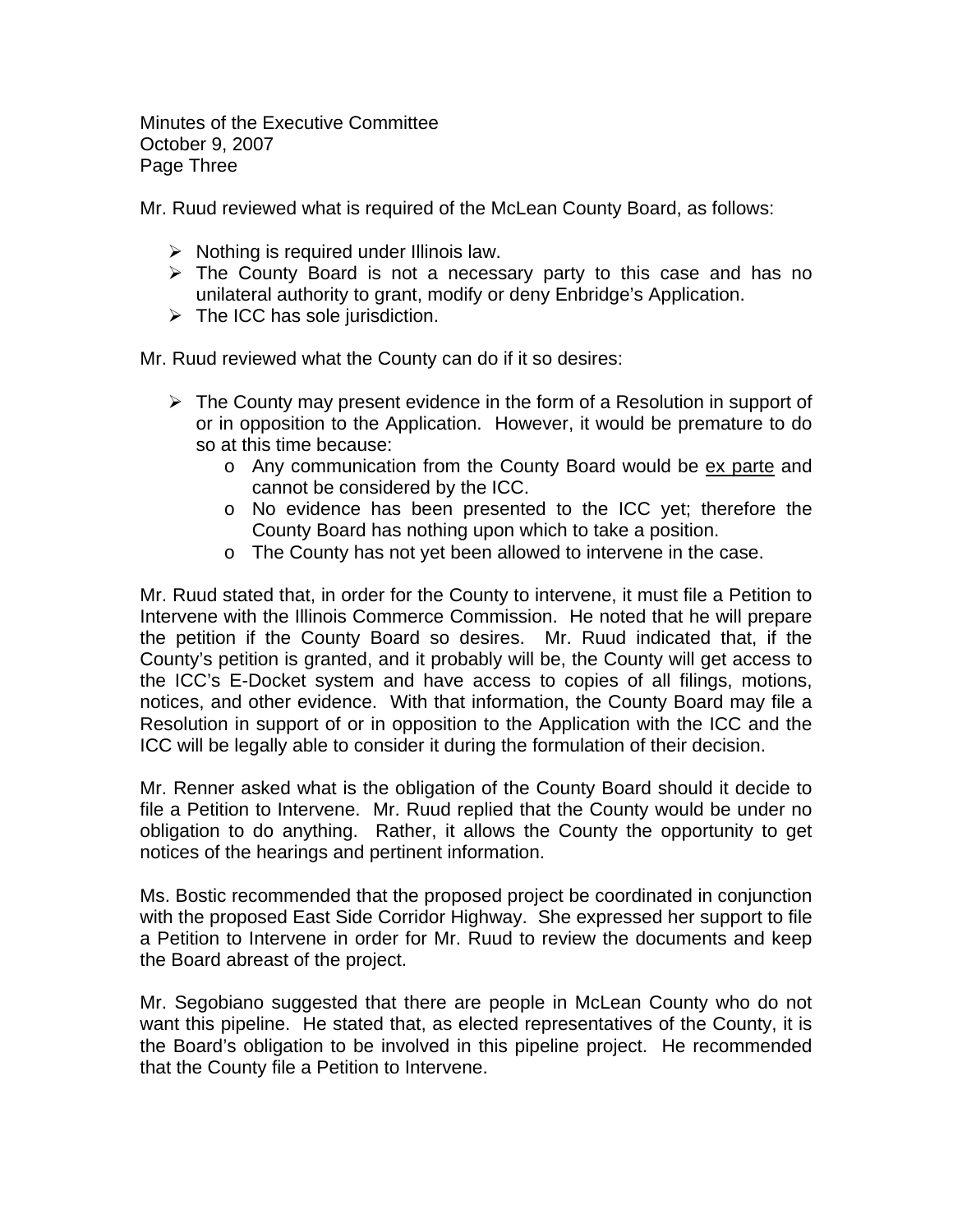Mr. Ruud reviewed what is required of the McLean County Board, as follows:

- Nothing is required under Illinois law.
- The County Board is not a necessary party to this case and has no unilateral authority to grant, modify or deny Enbridge's Application.
- The ICC has sole jurisdiction.

Mr. Ruud reviewed what the County can do if it so desires:

- The County may present evidence in the form of a Resolution in support of or in opposition to the Application. However, it would be premature to do so at this time because:
  - Any communication from the County Board would be ex parte and cannot be considered by the ICC.
  - No evidence has been presented to the ICC yet; therefore the County Board has nothing upon which to take a position.
  - The County has not yet been allowed to intervene in the case.

Mr. Ruud stated that, in order for the County to intervene, it must file a Petition to Intervene with the Illinois Commerce Commission. He noted that he will prepare the petition if the County Board so desires. Mr. Ruud indicated that, if the County's petition is granted, and it probably will be, the County will get access to the ICC's E-Docket system and have access to copies of all filings, motions, notices, and other evidence. With that information, the County Board may file a Resolution in support of or in opposition to the Application with the ICC and the ICC will be legally able to consider it during the formulation of their decision.

Mr. Renner asked what is the obligation of the County Board should it decide to file a Petition to Intervene. Mr. Ruud replied that the County would be under no obligation to do anything. Rather, it allows the County the opportunity to get notices of the hearings and pertinent information.

Ms. Bostic recommended that the proposed project be coordinated in conjunction with the proposed East Side Corridor Highway. She expressed her support to file a Petition to Intervene in order for Mr. Ruud to review the documents and keep the Board abreast of the project.

Mr. Segobiano suggested that there are people in McLean County who do not want this pipeline. He stated that, as elected representatives of the County, it is the Board's obligation to be involved in this pipeline project. He recommended that the County file a Petition to Intervene.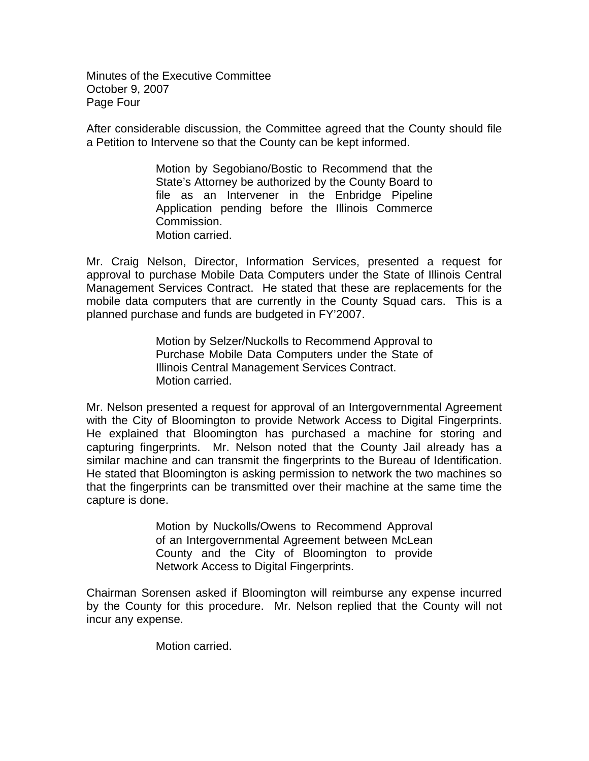After considerable discussion, the Committee agreed that the County should file a Petition to Intervene so that the County can be kept informed.

> Motion by Segobiano/Bostic to Recommend that the State's Attorney be authorized by the County Board to file as an Intervener in the Enbridge Pipeline Application pending before the Illinois Commerce Commission.
> Motion carried.

Mr. Craig Nelson, Director, Information Services, presented a request for approval to purchase Mobile Data Computers under the State of Illinois Central Management Services Contract. He stated that these are replacements for the mobile data computers that are currently in the County Squad cars. This is a planned purchase and funds are budgeted in FY'2007.

> Motion by Selzer/Nuckolls to Recommend Approval to Purchase Mobile Data Computers under the State of Illinois Central Management Services Contract.
> Motion carried.

Mr. Nelson presented a request for approval of an Intergovernmental Agreement with the City of Bloomington to provide Network Access to Digital Fingerprints. He explained that Bloomington has purchased a machine for storing and capturing fingerprints. Mr. Nelson noted that the County Jail already has a similar machine and can transmit the fingerprints to the Bureau of Identification. He stated that Bloomington is asking permission to network the two machines so that the fingerprints can be transmitted over their machine at the same time the capture is done.

> Motion by Nuckolls/Owens to Recommend Approval of an Intergovernmental Agreement between McLean County and the City of Bloomington to provide Network Access to Digital Fingerprints.

Chairman Sorensen asked if Bloomington will reimburse any expense incurred by the County for this procedure. Mr. Nelson replied that the County will not incur any expense.

> Motion carried.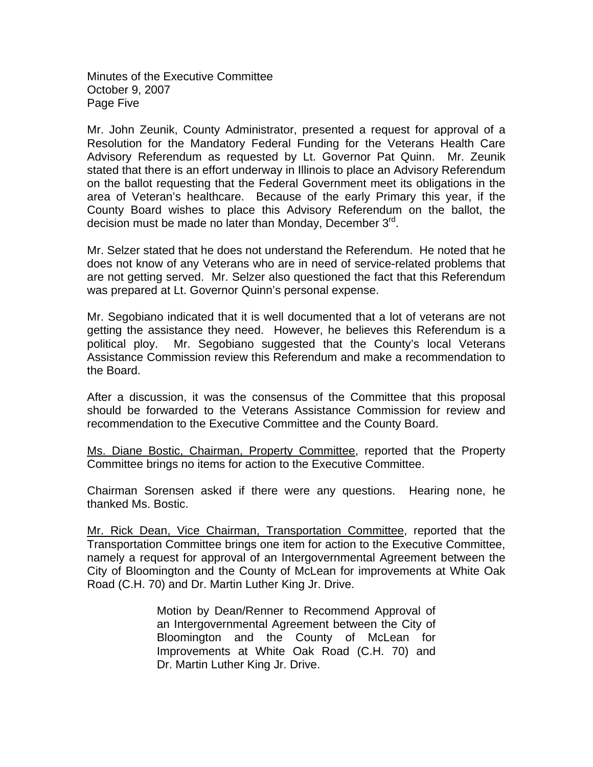Mr. John Zeunik, County Administrator, presented a request for approval of a Resolution for the Mandatory Federal Funding for the Veterans Health Care Advisory Referendum as requested by Lt. Governor Pat Quinn. Mr. Zeunik stated that there is an effort underway in Illinois to place an Advisory Referendum on the ballot requesting that the Federal Government meet its obligations in the area of Veteran's healthcare. Because of the early Primary this year, if the County Board wishes to place this Advisory Referendum on the ballot, the decision must be made no later than Monday, December 3rd.

Mr. Selzer stated that he does not understand the Referendum. He noted that he does not know of any Veterans who are in need of service-related problems that are not getting served. Mr. Selzer also questioned the fact that this Referendum was prepared at Lt. Governor Quinn's personal expense.

Mr. Segobiano indicated that it is well documented that a lot of veterans are not getting the assistance they need. However, he believes this Referendum is a political ploy. Mr. Segobiano suggested that the County's local Veterans Assistance Commission review this Referendum and make a recommendation to the Board.

After a discussion, it was the consensus of the Committee that this proposal should be forwarded to the Veterans Assistance Commission for review and recommendation to the Executive Committee and the County Board.

Ms. Diane Bostic, Chairman, Property Committee, reported that the Property Committee brings no items for action to the Executive Committee.

Chairman Sorensen asked if there were any questions. Hearing none, he thanked Ms. Bostic.

Mr. Rick Dean, Vice Chairman, Transportation Committee, reported that the Transportation Committee brings one item for action to the Executive Committee, namely a request for approval of an Intergovernmental Agreement between the City of Bloomington and the County of McLean for improvements at White Oak Road (C.H. 70) and Dr. Martin Luther King Jr. Drive.

> Motion by Dean/Renner to Recommend Approval of an Intergovernmental Agreement between the City of Bloomington and the County of McLean for Improvements at White Oak Road (C.H. 70) and Dr. Martin Luther King Jr. Drive.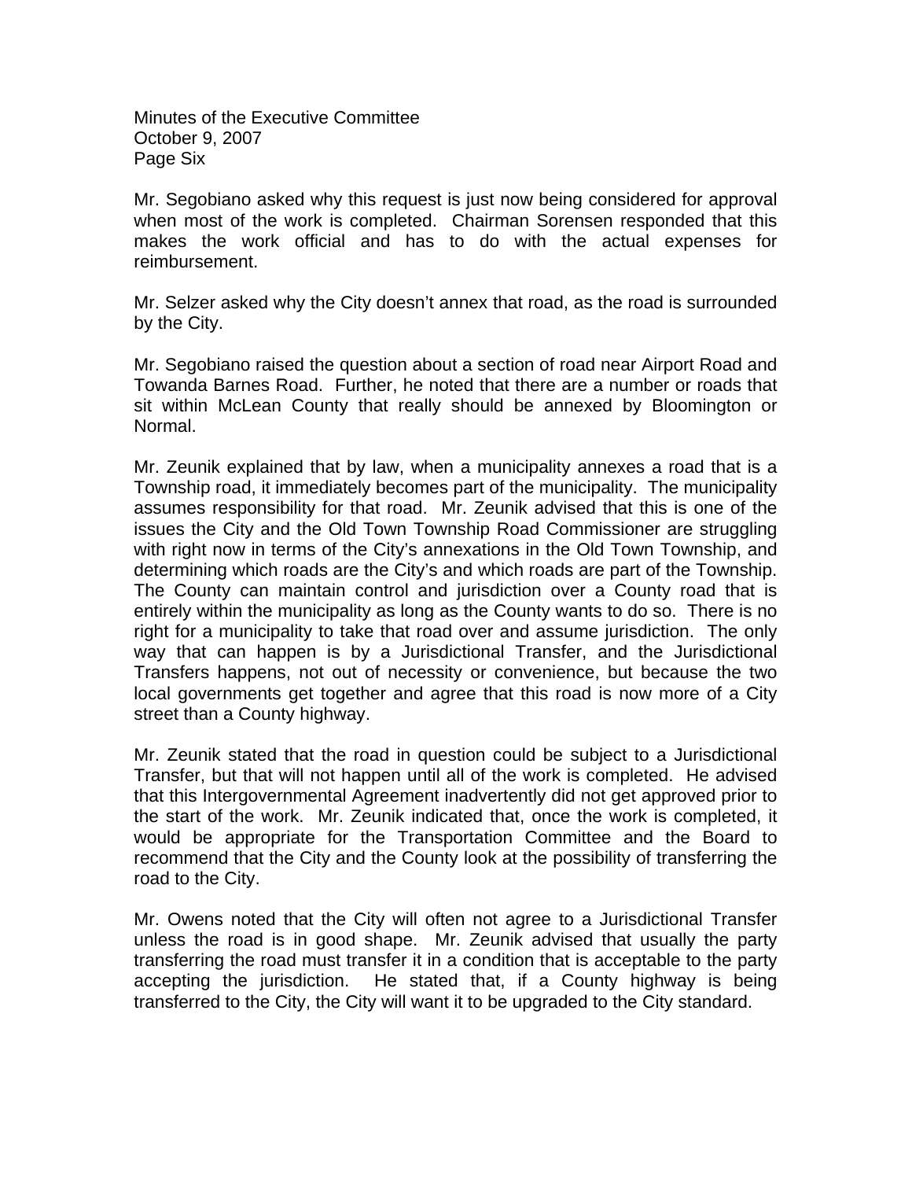Mr. Segobiano asked why this request is just now being considered for approval when most of the work is completed. Chairman Sorensen responded that this makes the work official and has to do with the actual expenses for reimbursement.

Mr. Selzer asked why the City doesn't annex that road, as the road is surrounded by the City.

Mr. Segobiano raised the question about a section of road near Airport Road and Towanda Barnes Road. Further, he noted that there are a number or roads that sit within McLean County that really should be annexed by Bloomington or Normal.

Mr. Zeunik explained that by law, when a municipality annexes a road that is a Township road, it immediately becomes part of the municipality. The municipality assumes responsibility for that road. Mr. Zeunik advised that this is one of the issues the City and the Old Town Township Road Commissioner are struggling with right now in terms of the City's annexations in the Old Town Township, and determining which roads are the City's and which roads are part of the Township. The County can maintain control and jurisdiction over a County road that is entirely within the municipality as long as the County wants to do so. There is no right for a municipality to take that road over and assume jurisdiction. The only way that can happen is by a Jurisdictional Transfer, and the Jurisdictional Transfers happens, not out of necessity or convenience, but because the two local governments get together and agree that this road is now more of a City street than a County highway.

Mr. Zeunik stated that the road in question could be subject to a Jurisdictional Transfer, but that will not happen until all of the work is completed. He advised that this Intergovernmental Agreement inadvertently did not get approved prior to the start of the work. Mr. Zeunik indicated that, once the work is completed, it would be appropriate for the Transportation Committee and the Board to recommend that the City and the County look at the possibility of transferring the road to the City.

Mr. Owens noted that the City will often not agree to a Jurisdictional Transfer unless the road is in good shape. Mr. Zeunik advised that usually the party transferring the road must transfer it in a condition that is acceptable to the party accepting the jurisdiction. He stated that, if a County highway is being transferred to the City, the City will want it to be upgraded to the City standard.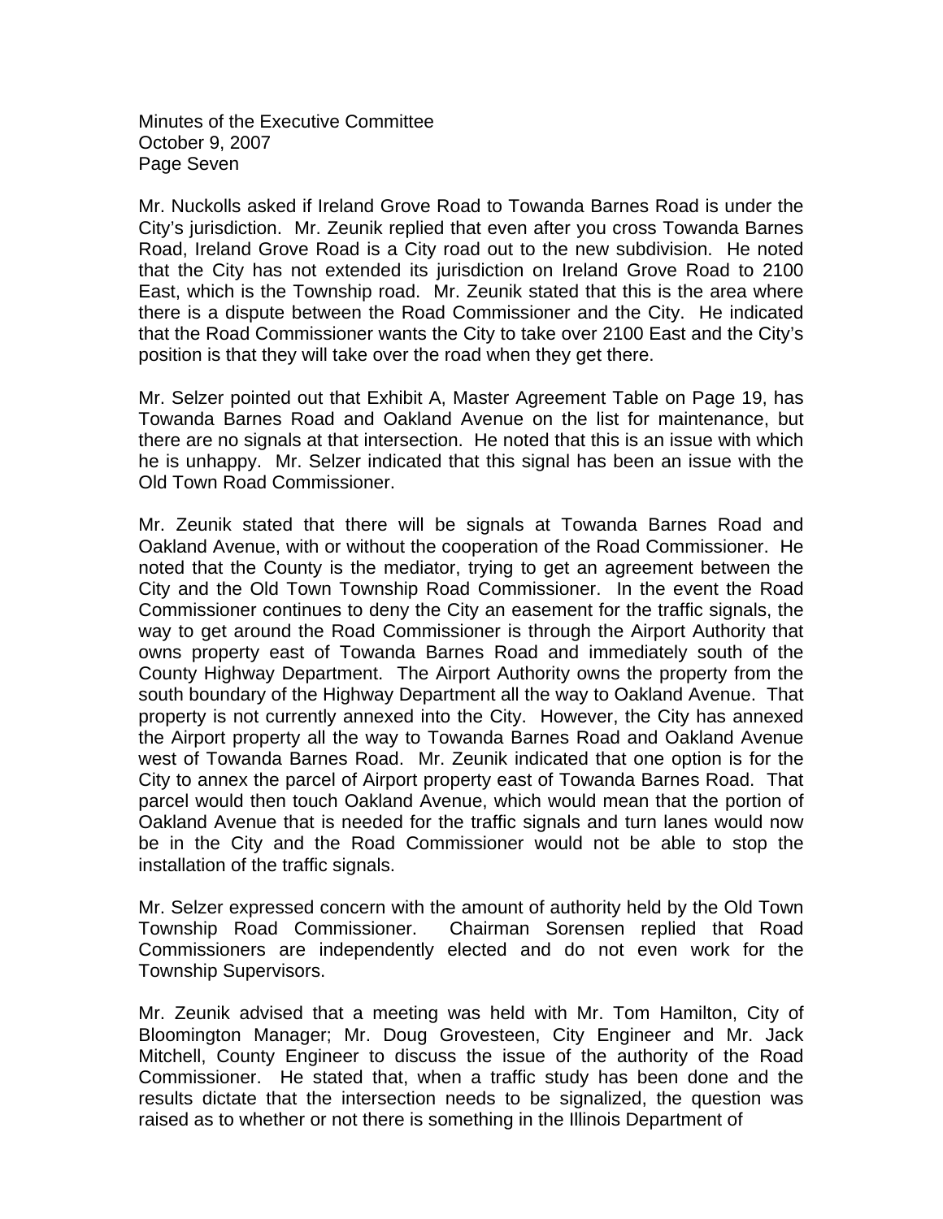Mr. Nuckolls asked if Ireland Grove Road to Towanda Barnes Road is under the City's jurisdiction. Mr. Zeunik replied that even after you cross Towanda Barnes Road, Ireland Grove Road is a City road out to the new subdivision. He noted that the City has not extended its jurisdiction on Ireland Grove Road to 2100 East, which is the Township road. Mr. Zeunik stated that this is the area where there is a dispute between the Road Commissioner and the City. He indicated that the Road Commissioner wants the City to take over 2100 East and the City's position is that they will take over the road when they get there.

Mr. Selzer pointed out that Exhibit A, Master Agreement Table on Page 19, has Towanda Barnes Road and Oakland Avenue on the list for maintenance, but there are no signals at that intersection. He noted that this is an issue with which he is unhappy. Mr. Selzer indicated that this signal has been an issue with the Old Town Road Commissioner.

Mr. Zeunik stated that there will be signals at Towanda Barnes Road and Oakland Avenue, with or without the cooperation of the Road Commissioner. He noted that the County is the mediator, trying to get an agreement between the City and the Old Town Township Road Commissioner. In the event the Road Commissioner continues to deny the City an easement for the traffic signals, the way to get around the Road Commissioner is through the Airport Authority that owns property east of Towanda Barnes Road and immediately south of the County Highway Department. The Airport Authority owns the property from the south boundary of the Highway Department all the way to Oakland Avenue. That property is not currently annexed into the City. However, the City has annexed the Airport property all the way to Towanda Barnes Road and Oakland Avenue west of Towanda Barnes Road. Mr. Zeunik indicated that one option is for the City to annex the parcel of Airport property east of Towanda Barnes Road. That parcel would then touch Oakland Avenue, which would mean that the portion of Oakland Avenue that is needed for the traffic signals and turn lanes would now be in the City and the Road Commissioner would not be able to stop the installation of the traffic signals.

Mr. Selzer expressed concern with the amount of authority held by the Old Town Township Road Commissioner. Chairman Sorensen replied that Road Commissioners are independently elected and do not even work for the Township Supervisors.

Mr. Zeunik advised that a meeting was held with Mr. Tom Hamilton, City of Bloomington Manager; Mr. Doug Grovesteen, City Engineer and Mr. Jack Mitchell, County Engineer to discuss the issue of the authority of the Road Commissioner. He stated that, when a traffic study has been done and the results dictate that the intersection needs to be signalized, the question was raised as to whether or not there is something in the Illinois Department of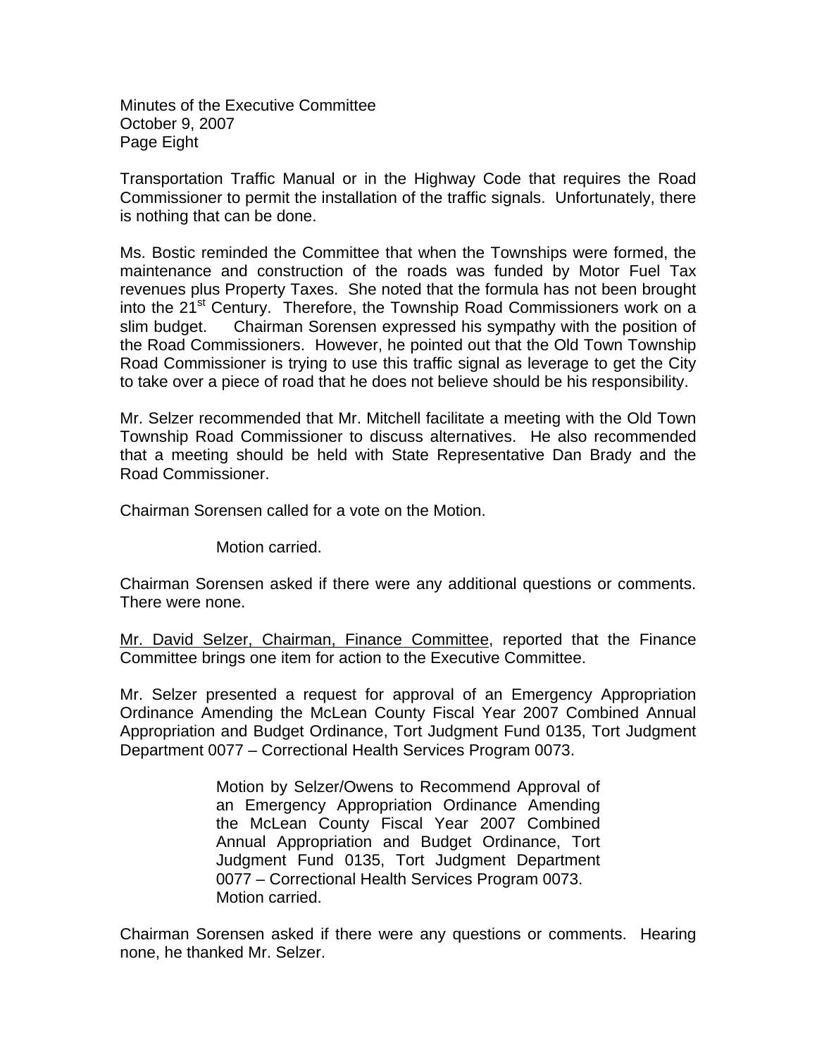Transportation Traffic Manual or in the Highway Code that requires the Road Commissioner to permit the installation of the traffic signals. Unfortunately, there is nothing that can be done.

Ms. Bostic reminded the Committee that when the Townships were formed, the maintenance and construction of the roads was funded by Motor Fuel Tax revenues plus Property Taxes. She noted that the formula has not been brought into the 21st Century. Therefore, the Township Road Commissioners work on a slim budget. Chairman Sorensen expressed his sympathy with the position of the Road Commissioners. However, he pointed out that the Old Town Township Road Commissioner is trying to use this traffic signal as leverage to get the City to take over a piece of road that he does not believe should be his responsibility.

Mr. Selzer recommended that Mr. Mitchell facilitate a meeting with the Old Town Township Road Commissioner to discuss alternatives. He also recommended that a meeting should be held with State Representative Dan Brady and the Road Commissioner.

Chairman Sorensen called for a vote on the Motion.

> Motion carried.

Chairman Sorensen asked if there were any additional questions or comments. There were none.

Mr. David Selzer, Chairman, Finance Committee, reported that the Finance Committee brings one item for action to the Executive Committee.

Mr. Selzer presented a request for approval of an Emergency Appropriation Ordinance Amending the McLean County Fiscal Year 2007 Combined Annual Appropriation and Budget Ordinance, Tort Judgment Fund 0135, Tort Judgment Department 0077 – Correctional Health Services Program 0073.

> Motion by Selzer/Owens to Recommend Approval of an Emergency Appropriation Ordinance Amending the McLean County Fiscal Year 2007 Combined Annual Appropriation and Budget Ordinance, Tort Judgment Fund 0135, Tort Judgment Department 0077 – Correctional Health Services Program 0073.
> Motion carried.

Chairman Sorensen asked if there were any questions or comments. Hearing none, he thanked Mr. Selzer.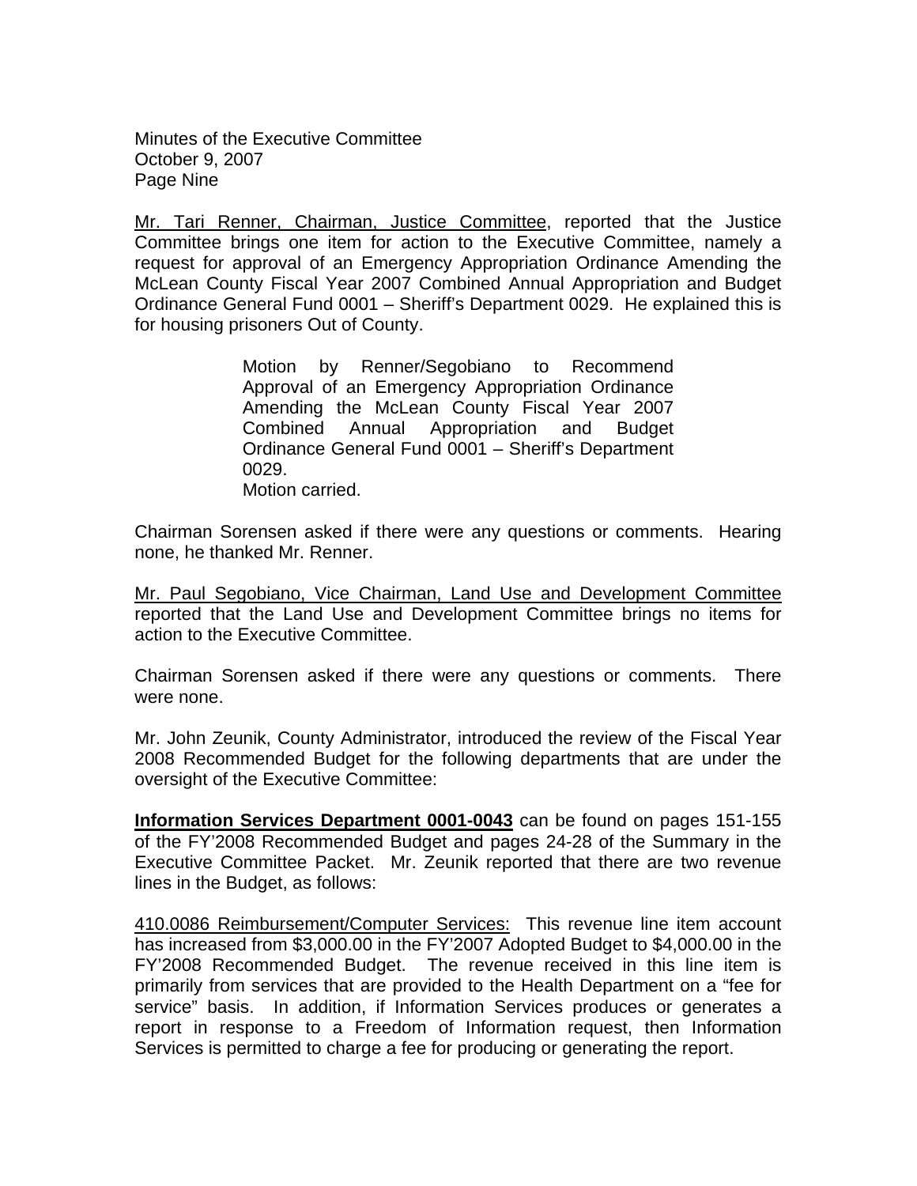Mr. Tari Renner, Chairman, Justice Committee, reported that the Justice Committee brings one item for action to the Executive Committee, namely a request for approval of an Emergency Appropriation Ordinance Amending the McLean County Fiscal Year 2007 Combined Annual Appropriation and Budget Ordinance General Fund 0001 – Sheriff's Department 0029. He explained this is for housing prisoners Out of County.

> Motion by Renner/Segobiano to Recommend Approval of an Emergency Appropriation Ordinance Amending the McLean County Fiscal Year 2007 Combined Annual Appropriation and Budget Ordinance General Fund 0001 – Sheriff's Department 0029.
> Motion carried.

Chairman Sorensen asked if there were any questions or comments. Hearing none, he thanked Mr. Renner.

Mr. Paul Segobiano, Vice Chairman, Land Use and Development Committee reported that the Land Use and Development Committee brings no items for action to the Executive Committee.

Chairman Sorensen asked if there were any questions or comments. There were none.

Mr. John Zeunik, County Administrator, introduced the review of the Fiscal Year 2008 Recommended Budget for the following departments that are under the oversight of the Executive Committee:

**Information Services Department 0001-0043** can be found on pages 151-155 of the FY'2008 Recommended Budget and pages 24-28 of the Summary in the Executive Committee Packet. Mr. Zeunik reported that there are two revenue lines in the Budget, as follows:

410.0086 Reimbursement/Computer Services: This revenue line item account has increased from $3,000.00 in the FY'2007 Adopted Budget to $4,000.00 in the FY'2008 Recommended Budget. The revenue received in this line item is primarily from services that are provided to the Health Department on a "fee for service" basis. In addition, if Information Services produces or generates a report in response to a Freedom of Information request, then Information Services is permitted to charge a fee for producing or generating the report.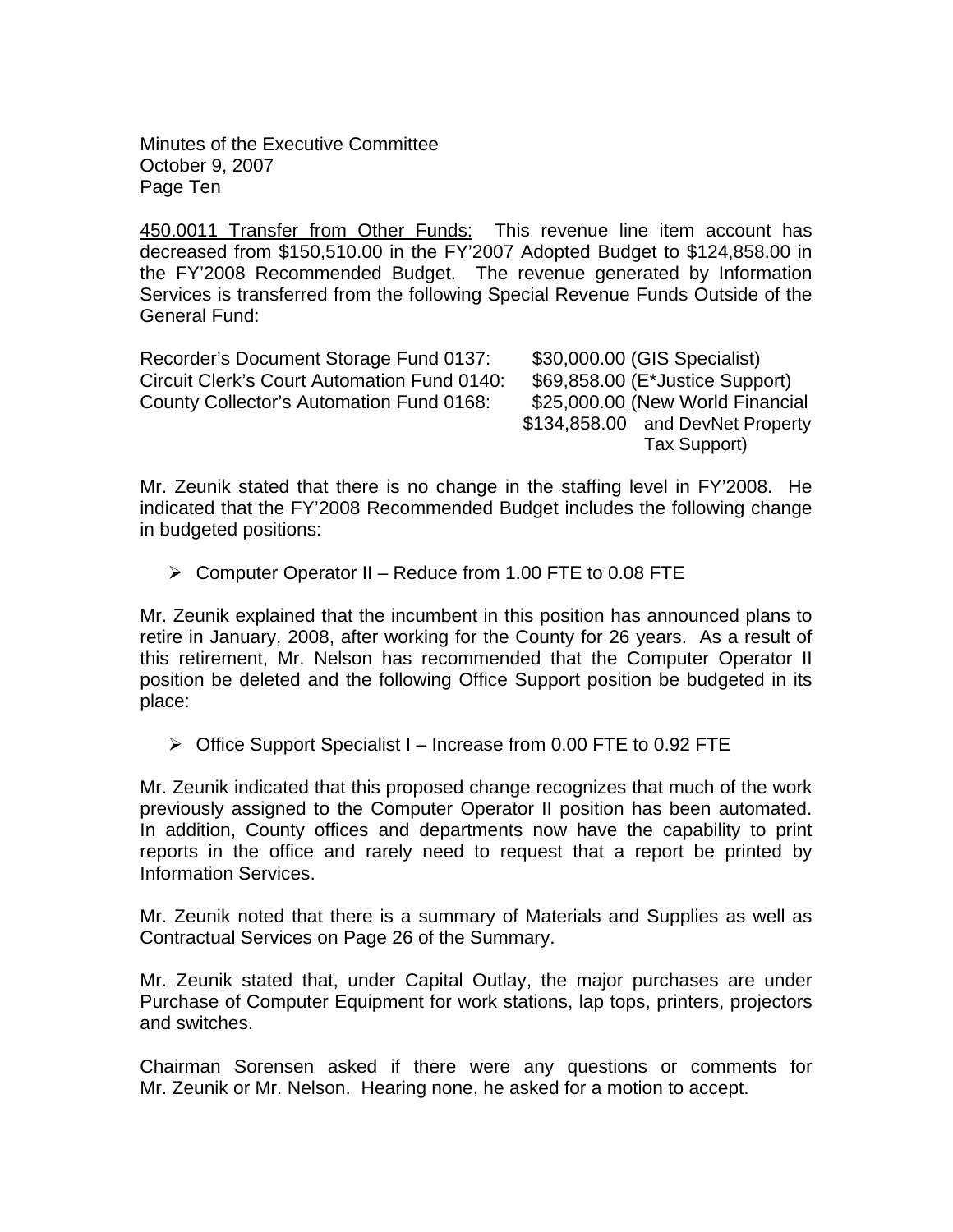Minutes of the Executive Committee
October 9, 2007
Page Ten

<u>450.0011 Transfer from Other Funds:</u> This revenue line item account has decreased from $150,510.00 in the FY'2007 Adopted Budget to $124,858.00 in the FY'2008 Recommended Budget. The revenue generated by Information Services is transferred from the following Special Revenue Funds Outside of the General Fund:

| | |
|---|---|
| Recorder's Document Storage Fund 0137: | $30,000.00 (GIS Specialist) |
| Circuit Clerk's Court Automation Fund 0140: | $69,858.00 (E*Justice Support) |
| County Collector's Automation Fund 0168: | <u>$25,000.00</u> (New World Financial |
| | $134,858.00 and DevNet Property Tax Support) |

Mr. Zeunik stated that there is no change in the staffing level in FY'2008. He indicated that the FY'2008 Recommended Budget includes the following change in budgeted positions:

- Computer Operator II – Reduce from 1.00 FTE to 0.08 FTE

Mr. Zeunik explained that the incumbent in this position has announced plans to retire in January, 2008, after working for the County for 26 years. As a result of this retirement, Mr. Nelson has recommended that the Computer Operator II position be deleted and the following Office Support position be budgeted in its place:

- Office Support Specialist I – Increase from 0.00 FTE to 0.92 FTE

Mr. Zeunik indicated that this proposed change recognizes that much of the work previously assigned to the Computer Operator II position has been automated. In addition, County offices and departments now have the capability to print reports in the office and rarely need to request that a report be printed by Information Services.

Mr. Zeunik noted that there is a summary of Materials and Supplies as well as Contractual Services on Page 26 of the Summary.

Mr. Zeunik stated that, under Capital Outlay, the major purchases are under Purchase of Computer Equipment for work stations, lap tops, printers, projectors and switches.

Chairman Sorensen asked if there were any questions or comments for Mr. Zeunik or Mr. Nelson. Hearing none, he asked for a motion to accept.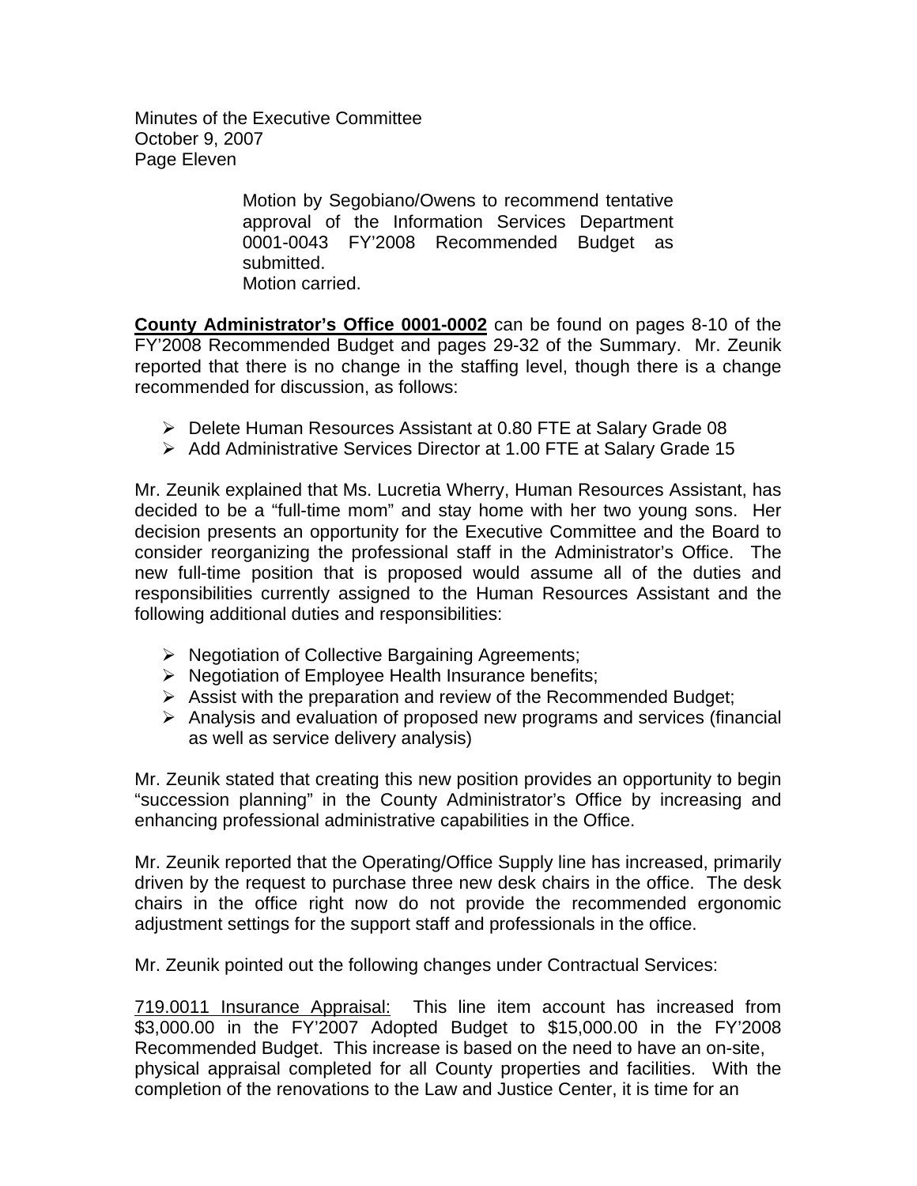Motion by Segobiano/Owens to recommend tentative approval of the Information Services Department 0001-0043 FY'2008 Recommended Budget as submitted.
Motion carried.

**<u>County Administrator's Office 0001-0002</u>** can be found on pages 8-10 of the FY'2008 Recommended Budget and pages 29-32 of the Summary. Mr. Zeunik reported that there is no change in the staffing level, though there is a change recommended for discussion, as follows:

- Delete Human Resources Assistant at 0.80 FTE at Salary Grade 08
- Add Administrative Services Director at 1.00 FTE at Salary Grade 15

Mr. Zeunik explained that Ms. Lucretia Wherry, Human Resources Assistant, has decided to be a "full-time mom" and stay home with her two young sons. Her decision presents an opportunity for the Executive Committee and the Board to consider reorganizing the professional staff in the Administrator's Office. The new full-time position that is proposed would assume all of the duties and responsibilities currently assigned to the Human Resources Assistant and the following additional duties and responsibilities:

- Negotiation of Collective Bargaining Agreements;
- Negotiation of Employee Health Insurance benefits;
- Assist with the preparation and review of the Recommended Budget;
- Analysis and evaluation of proposed new programs and services (financial as well as service delivery analysis)

Mr. Zeunik stated that creating this new position provides an opportunity to begin "succession planning" in the County Administrator's Office by increasing and enhancing professional administrative capabilities in the Office.

Mr. Zeunik reported that the Operating/Office Supply line has increased, primarily driven by the request to purchase three new desk chairs in the office. The desk chairs in the office right now do not provide the recommended ergonomic adjustment settings for the support staff and professionals in the office.

Mr. Zeunik pointed out the following changes under Contractual Services:

<u>719.0011 Insurance Appraisal:</u> This line item account has increased from $3,000.00 in the FY'2007 Adopted Budget to $15,000.00 in the FY'2008 Recommended Budget. This increase is based on the need to have an on-site, physical appraisal completed for all County properties and facilities. With the completion of the renovations to the Law and Justice Center, it is time for an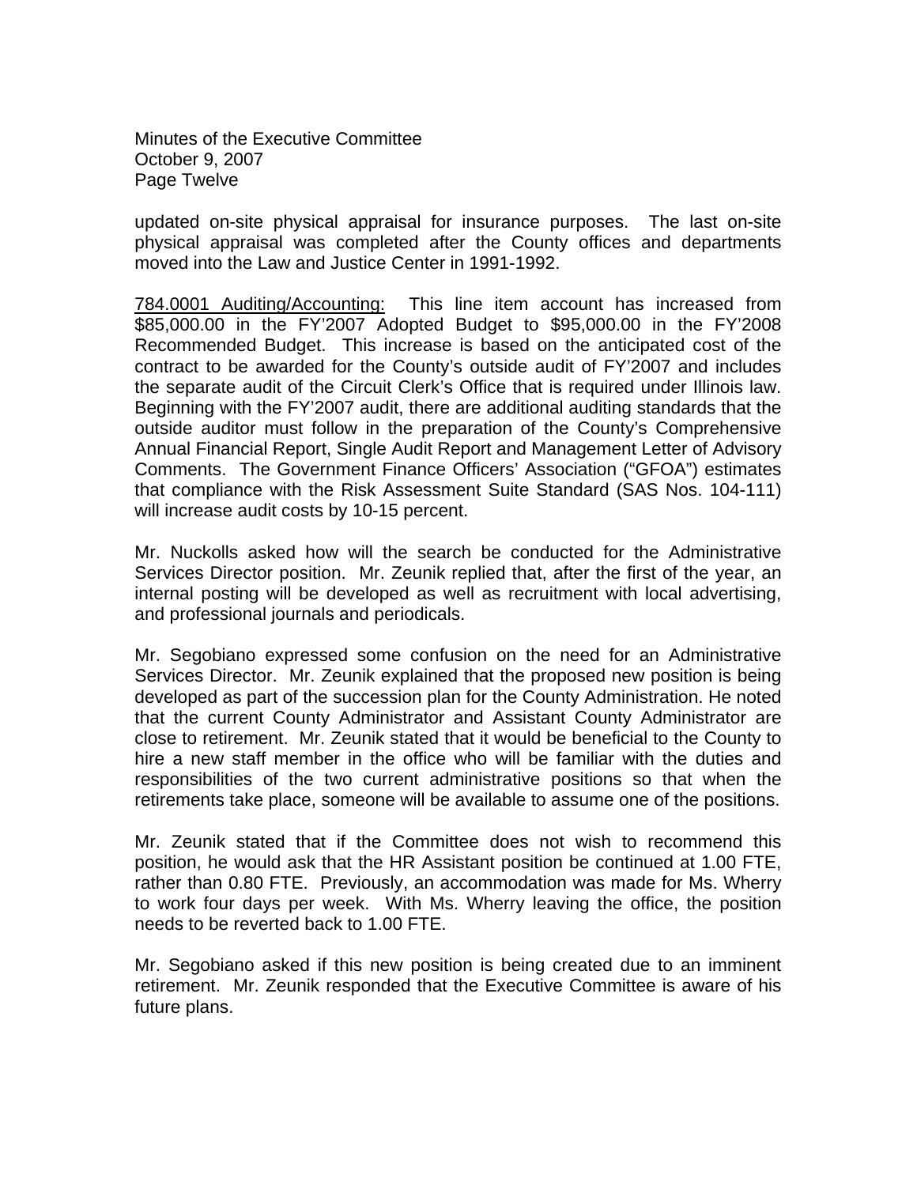updated on-site physical appraisal for insurance purposes. The last on-site physical appraisal was completed after the County offices and departments moved into the Law and Justice Center in 1991-1992.

<u>784.0001 Auditing/Accounting:</u> This line item account has increased from $85,000.00 in the FY'2007 Adopted Budget to $95,000.00 in the FY'2008 Recommended Budget. This increase is based on the anticipated cost of the contract to be awarded for the County's outside audit of FY'2007 and includes the separate audit of the Circuit Clerk's Office that is required under Illinois law. Beginning with the FY'2007 audit, there are additional auditing standards that the outside auditor must follow in the preparation of the County's Comprehensive Annual Financial Report, Single Audit Report and Management Letter of Advisory Comments. The Government Finance Officers' Association ("GFOA") estimates that compliance with the Risk Assessment Suite Standard (SAS Nos. 104-111) will increase audit costs by 10-15 percent.

Mr. Nuckolls asked how will the search be conducted for the Administrative Services Director position. Mr. Zeunik replied that, after the first of the year, an internal posting will be developed as well as recruitment with local advertising, and professional journals and periodicals.

Mr. Segobiano expressed some confusion on the need for an Administrative Services Director. Mr. Zeunik explained that the proposed new position is being developed as part of the succession plan for the County Administration. He noted that the current County Administrator and Assistant County Administrator are close to retirement. Mr. Zeunik stated that it would be beneficial to the County to hire a new staff member in the office who will be familiar with the duties and responsibilities of the two current administrative positions so that when the retirements take place, someone will be available to assume one of the positions.

Mr. Zeunik stated that if the Committee does not wish to recommend this position, he would ask that the HR Assistant position be continued at 1.00 FTE, rather than 0.80 FTE. Previously, an accommodation was made for Ms. Wherry to work four days per week. With Ms. Wherry leaving the office, the position needs to be reverted back to 1.00 FTE.

Mr. Segobiano asked if this new position is being created due to an imminent retirement. Mr. Zeunik responded that the Executive Committee is aware of his future plans.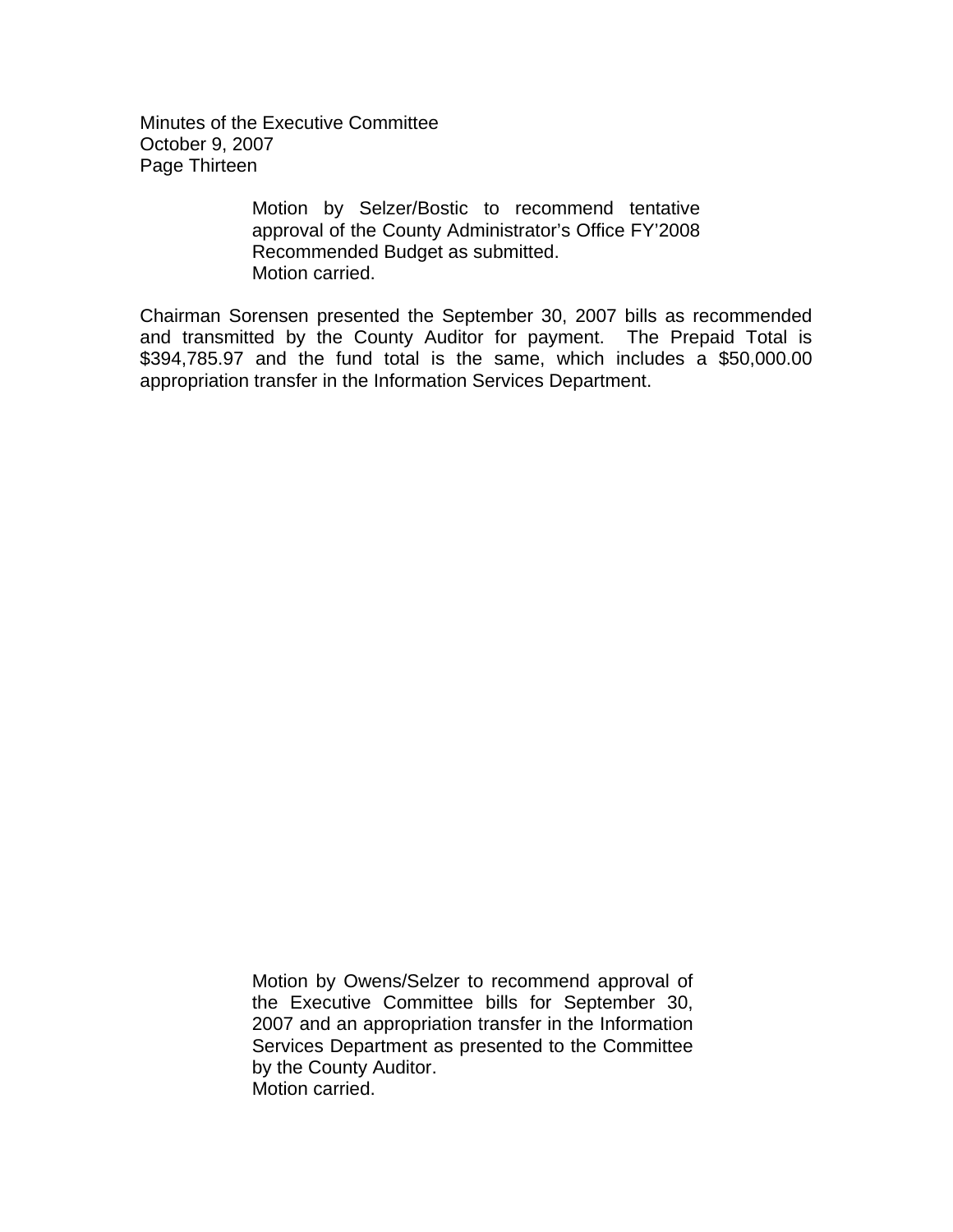Motion by Selzer/Bostic to recommend tentative approval of the County Administrator's Office FY'2008 Recommended Budget as submitted.
Motion carried.

Chairman Sorensen presented the September 30, 2007 bills as recommended and transmitted by the County Auditor for payment. The Prepaid Total is $394,785.97 and the fund total is the same, which includes a $50,000.00 appropriation transfer in the Information Services Department.

Motion by Owens/Selzer to recommend approval of the Executive Committee bills for September 30, 2007 and an appropriation transfer in the Information Services Department as presented to the Committee by the County Auditor.
Motion carried.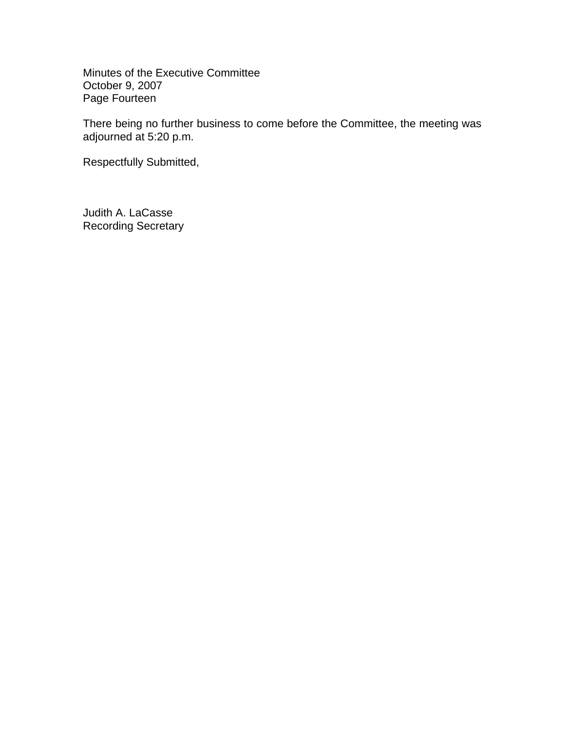There being no further business to come before the Committee, the meeting was adjourned at 5:20 p.m.

Respectfully Submitted,

Judith A. LaCasse
Recording Secretary